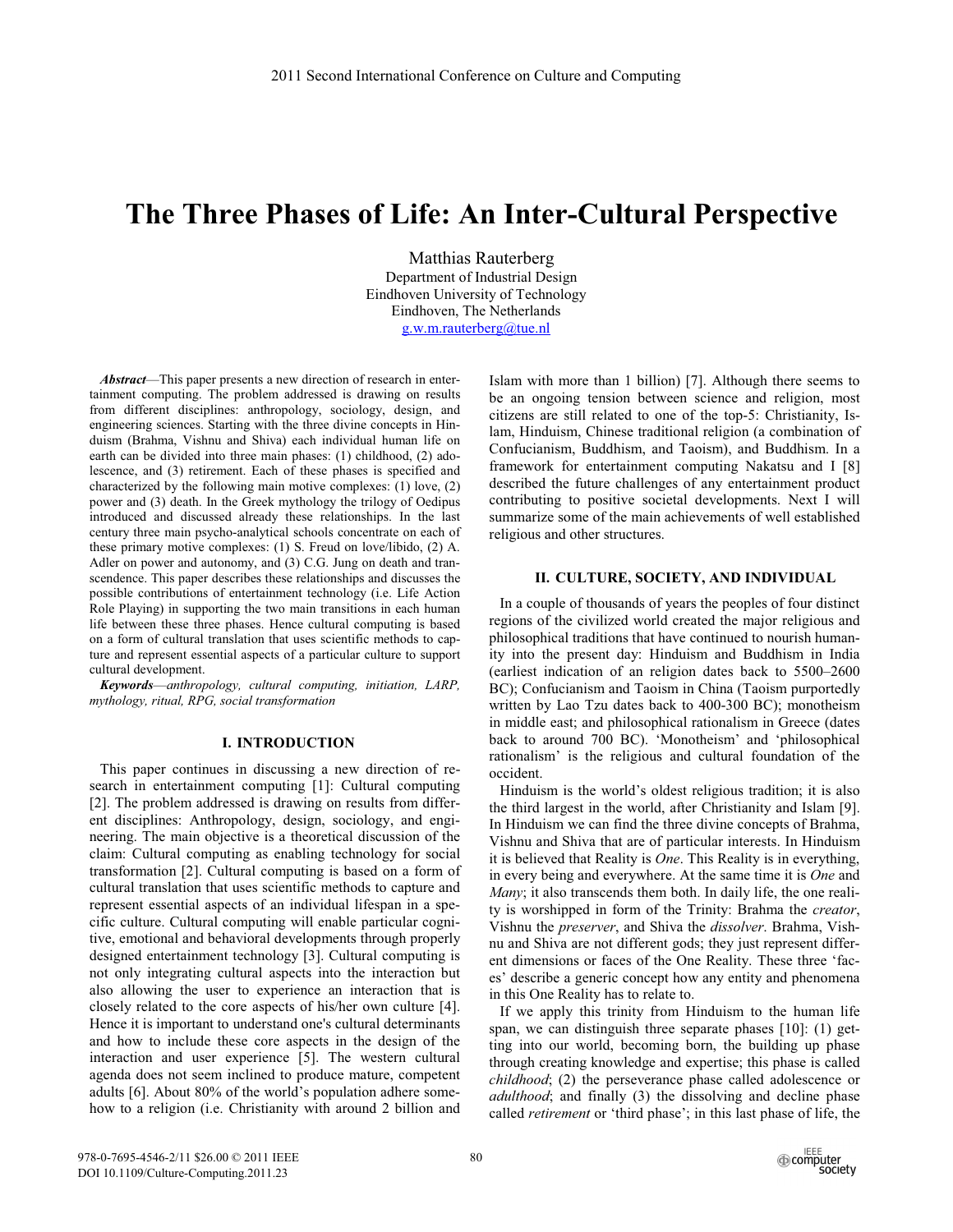# The Three Phases of Life: An Inter-Cultural Perspective

Matthias Rauterberg
Department of Industrial Design
Eindhoven University of Technology
Eindhoven, The Netherlands
g.w.m.rauterberg@tue.nl

***Abstract***—This paper presents a new direction of research in entertainment computing. The problem addressed is drawing on results from different disciplines: anthropology, sociology, design, and engineering sciences. Starting with the three divine concepts in Hinduism (Brahma, Vishnu and Shiva) each individual human life on earth can be divided into three main phases: (1) childhood, (2) adolescence, and (3) retirement. Each of these phases is specified and characterized by the following main motive complexes: (1) love, (2) power and (3) death. In the Greek mythology the trilogy of Oedipus introduced and discussed already these relationships. In the last century three main psycho-analytical schools concentrate on each of these primary motive complexes: (1) S. Freud on love/libido, (2) A. Adler on power and autonomy, and (3) C.G. Jung on death and transcendence. This paper describes these relationships and discusses the possible contributions of entertainment technology (i.e. Life Action Role Playing) in supporting the two main transitions in each human life between these three phases. Hence cultural computing is based on a form of cultural translation that uses scientific methods to capture and represent essential aspects of a particular culture to support cultural development.

***Keywords***—*anthropology, cultural computing, initiation, LARP, mythology, ritual, RPG, social transformation*

## I. Introduction

This paper continues in discussing a new direction of research in entertainment computing [1]: Cultural computing [2]. The problem addressed is drawing on results from different disciplines: Anthropology, design, sociology, and engineering. The main objective is a theoretical discussion of the claim: Cultural computing as enabling technology for social transformation [2]. Cultural computing is based on a form of cultural translation that uses scientific methods to capture and represent essential aspects of an individual lifespan in a specific culture. Cultural computing will enable particular cognitive, emotional and behavioral developments through properly designed entertainment technology [3]. Cultural computing is not only integrating cultural aspects into the interaction but also allowing the user to experience an interaction that is closely related to the core aspects of his/her own culture [4]. Hence it is important to understand one's cultural determinants and how to include these core aspects in the design of the interaction and user experience [5]. The western cultural agenda does not seem inclined to produce mature, competent adults [6]. About 80% of the world's population adhere somehow to a religion (i.e. Christianity with around 2 billion and Islam with more than 1 billion) [7]. Although there seems to be an ongoing tension between science and religion, most citizens are still related to one of the top-5: Christianity, Islam, Hinduism, Chinese traditional religion (a combination of Confucianism, Buddhism, and Taoism), and Buddhism. In a framework for entertainment computing Nakatsu and I [8] described the future challenges of any entertainment product contributing to positive societal developments. Next I will summarize some of the main achievements of well established religious and other structures.

## II. Culture, Society, and Individual

In a couple of thousands of years the peoples of four distinct regions of the civilized world created the major religious and philosophical traditions that have continued to nourish humanity into the present day: Hinduism and Buddhism in India (earliest indication of an religion dates back to 5500–2600 BC); Confucianism and Taoism in China (Taoism purportedly written by Lao Tzu dates back to 400-300 BC); monotheism in middle east; and philosophical rationalism in Greece (dates back to around 700 BC). 'Monotheism' and 'philosophical rationalism' is the religious and cultural foundation of the occident.

Hinduism is the world's oldest religious tradition; it is also the third largest in the world, after Christianity and Islam [9]. In Hinduism we can find the three divine concepts of Brahma, Vishnu and Shiva that are of particular interests. In Hinduism it is believed that Reality is *One*. This Reality is in everything, in every being and everywhere. At the same time it is *One* and *Many*; it also transcends them both. In daily life, the one reality is worshipped in form of the Trinity: Brahma the *creator*, Vishnu the *preserver*, and Shiva the *dissolver*. Brahma, Vishnu and Shiva are not different gods; they just represent different dimensions or faces of the One Reality. These three 'faces' describe a generic concept how any entity and phenomena in this One Reality has to relate to.

If we apply this trinity from Hinduism to the human life span, we can distinguish three separate phases [10]: (1) getting into our world, becoming born, the building up phase through creating knowledge and expertise; this phase is called *childhood*; (2) the perseverance phase called adolescence or *adulthood*; and finally (3) the dissolving and decline phase called *retirement* or 'third phase'; in this last phase of life, the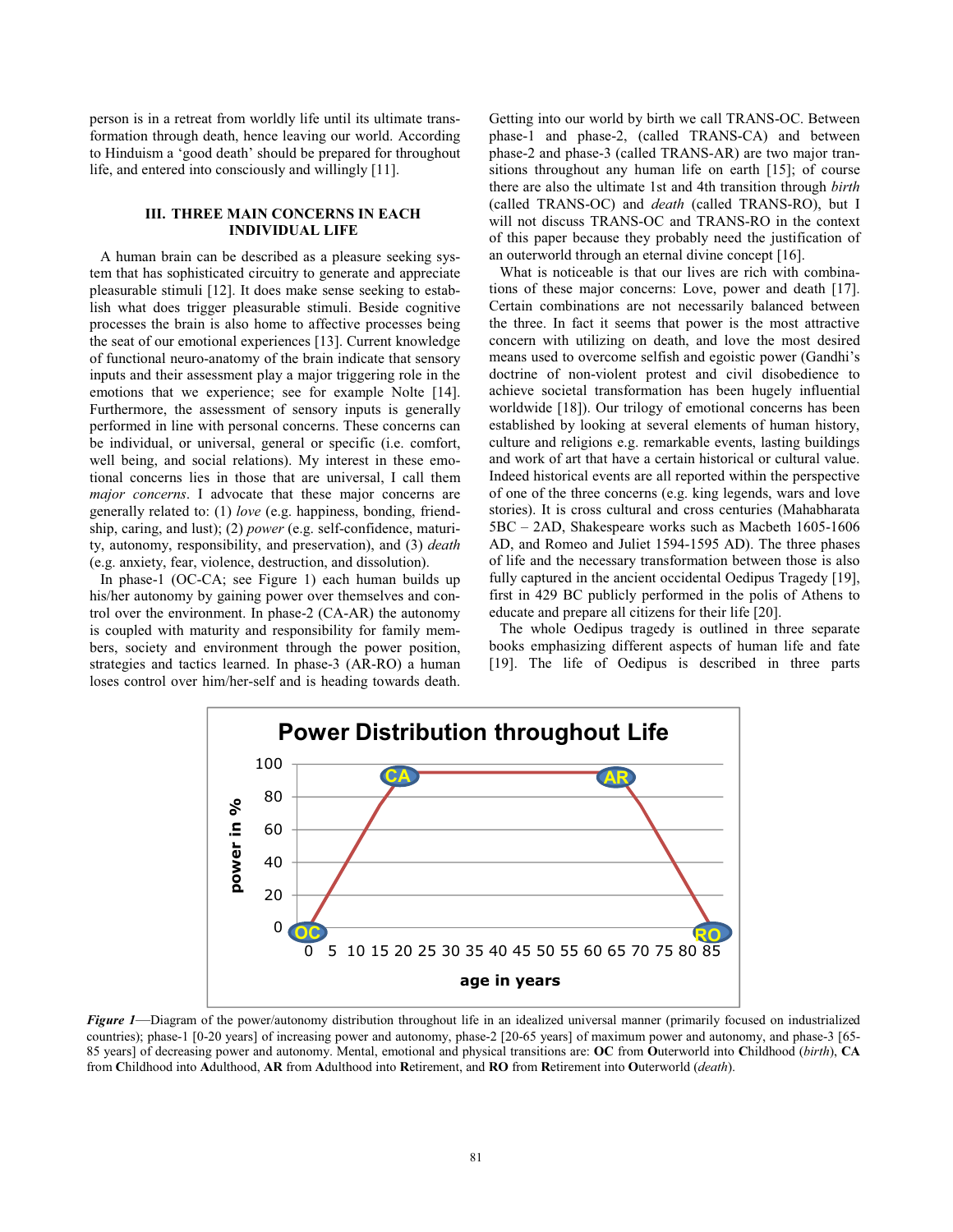person is in a retreat from worldly life until its ultimate transformation through death, hence leaving our world. According to Hinduism a 'good death' should be prepared for throughout life, and entered into consciously and willingly [11].

## III. THREE MAIN CONCERNS IN EACH INDIVIDUAL LIFE

A human brain can be described as a pleasure seeking system that has sophisticated circuitry to generate and appreciate pleasurable stimuli [12]. It does make sense seeking to establish what does trigger pleasurable stimuli. Beside cognitive processes the brain is also home to affective processes being the seat of our emotional experiences [13]. Current knowledge of functional neuro-anatomy of the brain indicate that sensory inputs and their assessment play a major triggering role in the emotions that we experience; see for example Nolte [14]. Furthermore, the assessment of sensory inputs is generally performed in line with personal concerns. These concerns can be individual, or universal, general or specific (i.e. comfort, well being, and social relations). My interest in these emotional concerns lies in those that are universal, I call them *major concerns*. I advocate that these major concerns are generally related to: (1) *love* (e.g. happiness, bonding, friendship, caring, and lust); (2) *power* (e.g. self-confidence, maturity, autonomy, responsibility, and preservation), and (3) *death* (e.g. anxiety, fear, violence, destruction, and dissolution).

In phase-1 (OC-CA; see Figure 1) each human builds up his/her autonomy by gaining power over themselves and control over the environment. In phase-2 (CA-AR) the autonomy is coupled with maturity and responsibility for family members, society and environment through the power position, strategies and tactics learned. In phase-3 (AR-RO) a human loses control over him/her-self and is heading towards death. Getting into our world by birth we call TRANS-OC. Between phase-1 and phase-2, (called TRANS-CA) and between phase-2 and phase-3 (called TRANS-AR) are two major transitions throughout any human life on earth [15]; of course there are also the ultimate 1st and 4th transition through *birth* (called TRANS-OC) and *death* (called TRANS-RO), but I will not discuss TRANS-OC and TRANS-RO in the context of this paper because they probably need the justification of an outerworld through an eternal divine concept [16].

What is noticeable is that our lives are rich with combinations of these major concerns: Love, power and death [17]. Certain combinations are not necessarily balanced between the three. In fact it seems that power is the most attractive concern with utilizing on death, and love the most desired means used to overcome selfish and egoistic power (Gandhi's doctrine of non-violent protest and civil disobedience to achieve societal transformation has been hugely influential worldwide [18]). Our trilogy of emotional concerns has been established by looking at several elements of human history, culture and religions e.g. remarkable events, lasting buildings and work of art that have a certain historical or cultural value. Indeed historical events are all reported within the perspective of one of the three concerns (e.g. king legends, wars and love stories). It is cross cultural and cross centuries (Mahabharata 5BC – 2AD, Shakespeare works such as Macbeth 1605-1606 AD, and Romeo and Juliet 1594-1595 AD). The three phases of life and the necessary transformation between those is also fully captured in the ancient occidental Oedipus Tragedy [19], first in 429 BC publicly performed in the polis of Athens to educate and prepare all citizens for their life [20].

The whole Oedipus tragedy is outlined in three separate books emphasizing different aspects of human life and fate [19]. The life of Oedipus is described in three parts

**Power Distribution throughout Life**

*Figure 1*—Diagram of the power/autonomy distribution throughout life in an idealized universal manner (primarily focused on industrialized countries); phase-1 [0-20 years] of increasing power and autonomy, phase-2 [20-65 years] of maximum power and autonomy, and phase-3 [65-85 years] of decreasing power and autonomy. Mental, emotional and physical transitions are: **OC** from **O**uterworld into **C**hildhood (*birth*), **CA** from **C**hildhood into **A**dulthood, **AR** from **A**dulthood into **R**etirement, and **RO** from **R**etirement into **O**uterworld (*death*).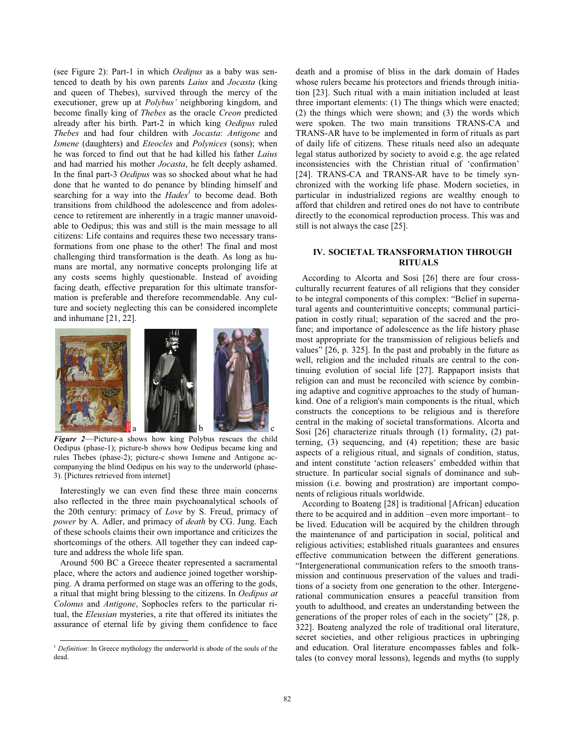(see Figure 2): Part-1 in which *Oedipus* as a baby was sentenced to death by his own parents *Laius* and *Jocasta* (king and queen of Thebes), survived through the mercy of the executioner, grew up at *Polybus'* neighboring kingdom, and become finally king of *Thebes* as the oracle *Creon* predicted already after his birth. Part-2 in which king *Oedipus* ruled *Thebes* and had four children with *Jocasta*: *Antigone* and *Ismene* (daughters) and *Eteocles* and *Polynices* (sons); when he was forced to find out that he had killed his father *Laius* and had married his mother *Jocasta*, he felt deeply ashamed. In the final part-3 *Oedipus* was so shocked about what he had done that he wanted to do penance by blinding himself and searching for a way into the *Hades*[1] to become dead. Both transitions from childhood the adolescence and from adolescence to retirement are inherently in a tragic manner unavoidable to Oedipus; this was and still is the main message to all citizens: Life contains and requires these two necessary transformations from one phase to the other! The final and most challenging third transformation is the death. As long as humans are mortal, any normative concepts prolonging life at any costs seems highly questionable. Instead of avoiding facing death, effective preparation for this ultimate transformation is preferable and therefore recommendable. Any culture and society neglecting this can be considered incomplete and inhumane [21, 22].

***Figure 2***—Picture-a shows how king Polybus rescues the child Oedipus (phase-1); picture-b shows how Oedipus became king and rules Thebes (phase-2); picture-c shows Ismene and Antigone accompanying the blind Oedipus on his way to the underworld (phase-3). [Pictures retrieved from internet]

Interestingly we can even find these three main concerns also reflected in the three main psychoanalytical schools of the 20th century: primacy of *Love* by S. Freud, primacy of *power* by A. Adler, and primacy of *death* by CG. Jung. Each of these schools claims their own importance and criticizes the shortcomings of the others. All together they can indeed capture and address the whole life span.

Around 500 BC a Greece theater represented a sacramental place, where the actors and audience joined together worshipping. A drama performed on stage was an offering to the gods, a ritual that might bring blessing to the citizens. In *Oedipus at Colonus* and *Antigone*, Sophocles refers to the particular ritual, the *Eleusian* mysteries, a rite that offered its initiates the assurance of eternal life by giving them confidence to face death and a promise of bliss in the dark domain of Hades whose rulers became his protectors and friends through initiation [23]. Such ritual with a main initiation included at least three important elements: (1) The things which were enacted; (2) the things which were shown; and (3) the words which were spoken. The two main transitions TRANS-CA and TRANS-AR have to be implemented in form of rituals as part of daily life of citizens. These rituals need also an adequate legal status authorized by society to avoid e.g. the age related inconsistencies with the Christian ritual of 'confirmation' [24]. TRANS-CA and TRANS-AR have to be timely synchronized with the working life phase. Modern societies, in particular in industrialized regions are wealthy enough to afford that children and retired ones do not have to contribute directly to the economical reproduction process. This was and still is not always the case [25].

## IV. SOCIETAL TRANSFORMATION THROUGH RITUALS

According to Alcorta and Sosi [26] there are four cross-culturally recurrent features of all religions that they consider to be integral components of this complex: "Belief in supernatural agents and counterintuitive concepts; communal participation in costly ritual; separation of the sacred and the profane; and importance of adolescence as the life history phase most appropriate for the transmission of religious beliefs and values" [26, p. 325]. In the past and probably in the future as well, religion and the included rituals are central to the continuing evolution of social life [27]. Rappaport insists that religion can and must be reconciled with science by combining adaptive and cognitive approaches to the study of humankind. One of a religion's main components is the ritual, which constructs the conceptions to be religious and is therefore central in the making of societal transformations. Alcorta and Sosi [26] characterize rituals through (1) formality, (2) patterning, (3) sequencing, and (4) repetition; these are basic aspects of a religious ritual, and signals of condition, status, and intent constitute 'action releasers' embedded within that structure. In particular social signals of dominance and submission (i.e. bowing and prostration) are important components of religious rituals worldwide.

According to Boateng [28] is traditional [African] education there to be acquired and in addition –even more important– to be lived. Education will be acquired by the children through the maintenance of and participation in social, political and religious activities; established rituals guarantees and ensures effective communication between the different generations. "Intergenerational communication refers to the smooth transmission and continuous preservation of the values and traditions of a society from one generation to the other. Intergenerational communication ensures a peaceful transition from youth to adulthood, and creates an understanding between the generations of the proper roles of each in the society" [28, p. 322]. Boateng analyzed the role of traditional oral literature, secret societies, and other religious practices in upbringing and education. Oral literature encompasses fables and folktales (to convey moral lessons), legends and myths (to supply

[1] *Definition*: In Greece mythology the underworld is abode of the souls of the dead.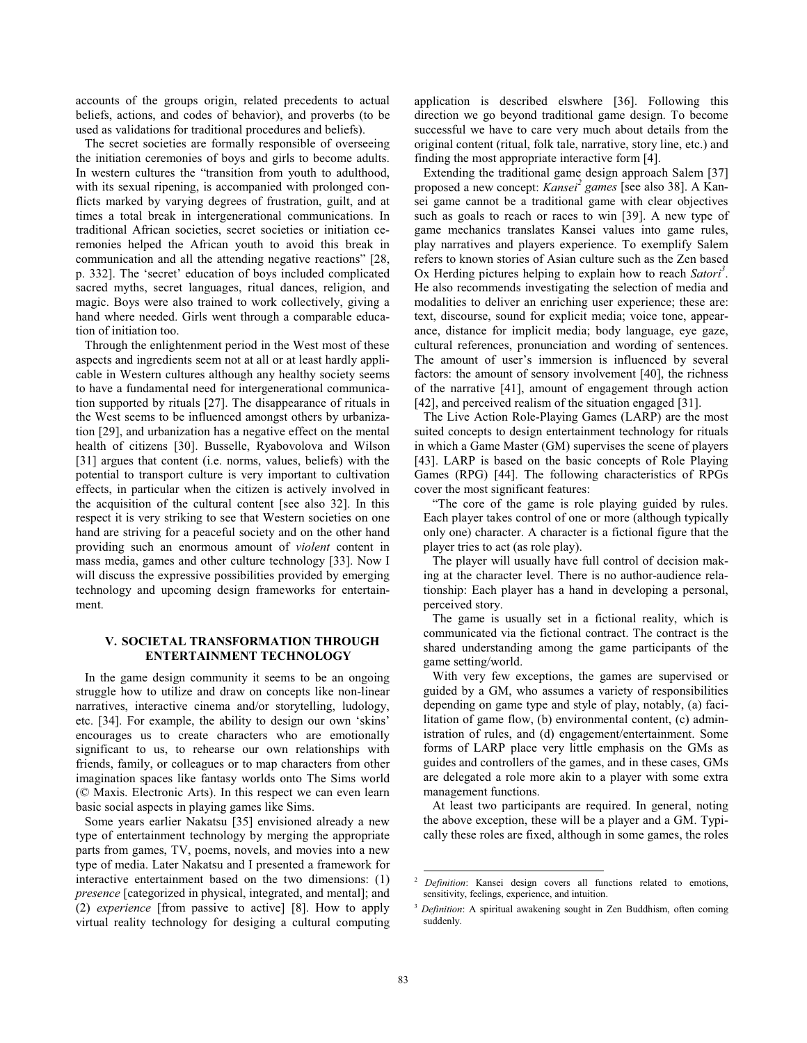accounts of the groups origin, related precedents to actual beliefs, actions, and codes of behavior), and proverbs (to be used as validations for traditional procedures and beliefs).

The secret societies are formally responsible of overseeing the initiation ceremonies of boys and girls to become adults. In western cultures the "transition from youth to adulthood, with its sexual ripening, is accompanied with prolonged conflicts marked by varying degrees of frustration, guilt, and at times a total break in intergenerational communications. In traditional African societies, secret societies or initiation ceremonies helped the African youth to avoid this break in communication and all the attending negative reactions" [28, p. 332]. The 'secret' education of boys included complicated sacred myths, secret languages, ritual dances, religion, and magic. Boys were also trained to work collectively, giving a hand where needed. Girls went through a comparable education of initiation too.

Through the enlightenment period in the West most of these aspects and ingredients seem not at all or at least hardly applicable in Western cultures although any healthy society seems to have a fundamental need for intergenerational communication supported by rituals [27]. The disappearance of rituals in the West seems to be influenced amongst others by urbanization [29], and urbanization has a negative effect on the mental health of citizens [30]. Busselle, Ryabovolova and Wilson [31] argues that content (i.e. norms, values, beliefs) with the potential to transport culture is very important to cultivation effects, in particular when the citizen is actively involved in the acquisition of the cultural content [see also 32]. In this respect it is very striking to see that Western societies on one hand are striving for a peaceful society and on the other hand providing such an enormous amount of *violent* content in mass media, games and other culture technology [33]. Now I will discuss the expressive possibilities provided by emerging technology and upcoming design frameworks for entertainment.

## V. Societal Transformation Through Entertainment Technology

In the game design community it seems to be an ongoing struggle how to utilize and draw on concepts like non-linear narratives, interactive cinema and/or storytelling, ludology, etc. [34]. For example, the ability to design our own 'skins' encourages us to create characters who are emotionally significant to us, to rehearse our own relationships with friends, family, or colleagues or to map characters from other imagination spaces like fantasy worlds onto The Sims world (© Maxis. Electronic Arts). In this respect we can even learn basic social aspects in playing games like Sims.

Some years earlier Nakatsu [35] envisioned already a new type of entertainment technology by merging the appropriate parts from games, TV, poems, novels, and movies into a new type of media. Later Nakatsu and I presented a framework for interactive entertainment based on the two dimensions: (1) *presence* [categorized in physical, integrated, and mental]; and (2) *experience* [from passive to active] [8]. How to apply virtual reality technology for desiging a cultural computing application is described elswhere [36]. Following this direction we go beyond traditional game design. To become successful we have to care very much about details from the original content (ritual, folk tale, narrative, story line, etc.) and finding the most appropriate interactive form [4].

Extending the traditional game design approach Salem [37] proposed a new concept: *Kansei*[2] *games* [see also 38]. A Kansei game cannot be a traditional game with clear objectives such as goals to reach or races to win [39]. A new type of game mechanics translates Kansei values into game rules, play narratives and players experience. To exemplify Salem refers to known stories of Asian culture such as the Zen based Ox Herding pictures helping to explain how to reach *Satori*[3]. He also recommends investigating the selection of media and modalities to deliver an enriching user experience; these are: text, discourse, sound for explicit media; voice tone, appearance, distance for implicit media; body language, eye gaze, cultural references, pronunciation and wording of sentences. The amount of user's immersion is influenced by several factors: the amount of sensory involvement [40], the richness of the narrative [41], amount of engagement through action [42], and perceived realism of the situation engaged [31].

The Live Action Role-Playing Games (LARP) are the most suited concepts to design entertainment technology for rituals in which a Game Master (GM) supervises the scene of players [43]. LARP is based on the basic concepts of Role Playing Games (RPG) [44]. The following characteristics of RPGs cover the most significant features:

> "The core of the game is role playing guided by rules. Each player takes control of one or more (although typically only one) character. A character is a fictional figure that the player tries to act (as role play).
>
> The player will usually have full control of decision making at the character level. There is no author-audience relationship: Each player has a hand in developing a personal, perceived story.
>
> The game is usually set in a fictional reality, which is communicated via the fictional contract. The contract is the shared understanding among the game participants of the game setting/world.
>
> With very few exceptions, the games are supervised or guided by a GM, who assumes a variety of responsibilities depending on game type and style of play, notably, (a) facilitation of game flow, (b) environmental content, (c) administration of rules, and (d) engagement/entertainment. Some forms of LARP place very little emphasis on the GMs as guides and controllers of the games, and in these cases, GMs are delegated a role more akin to a player with some extra management functions.
>
> At least two participants are required. In general, noting the above exception, these will be a player and a GM. Typically these roles are fixed, although in some games, the roles

---

[2] *Definition*: Kansei design covers all functions related to emotions, sensitivity, feelings, experience, and intuition.

[3] *Definition*: A spiritual awakening sought in Zen Buddhism, often coming suddenly.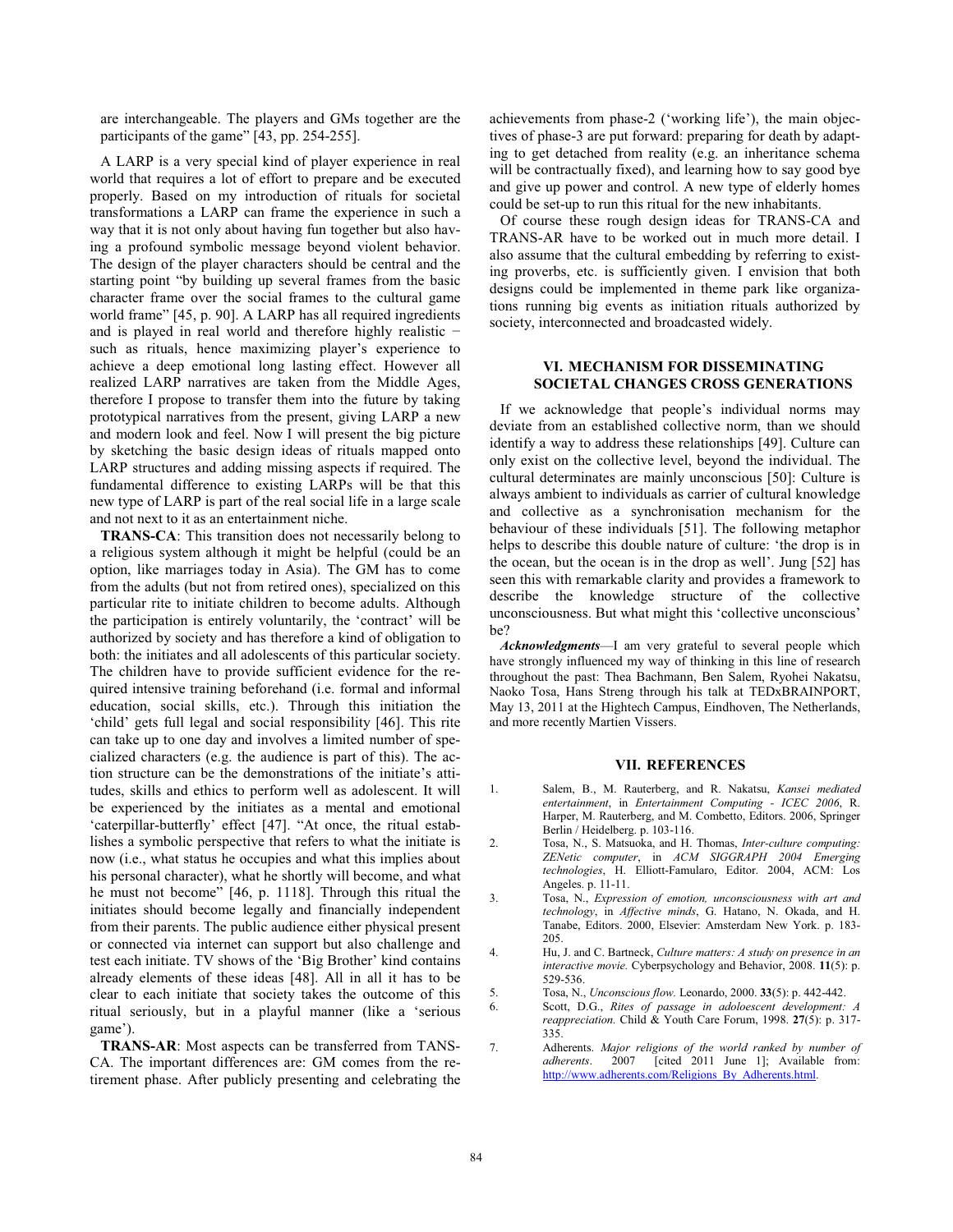are interchangeable. The players and GMs together are the participants of the game" [43, pp. 254-255].

A LARP is a very special kind of player experience in real world that requires a lot of effort to prepare and be executed properly. Based on my introduction of rituals for societal transformations a LARP can frame the experience in such a way that it is not only about having fun together but also having a profound symbolic message beyond violent behavior. The design of the player characters should be central and the starting point "by building up several frames from the basic character frame over the social frames to the cultural game world frame" [45, p. 90]. A LARP has all required ingredients and is played in real world and therefore highly realistic − such as rituals, hence maximizing player's experience to achieve a deep emotional long lasting effect. However all realized LARP narratives are taken from the Middle Ages, therefore I propose to transfer them into the future by taking prototypical narratives from the present, giving LARP a new and modern look and feel. Now I will present the big picture by sketching the basic design ideas of rituals mapped onto LARP structures and adding missing aspects if required. The fundamental difference to existing LARPs will be that this new type of LARP is part of the real social life in a large scale and not next to it as an entertainment niche.

**TRANS-CA**: This transition does not necessarily belong to a religious system although it might be helpful (could be an option, like marriages today in Asia). The GM has to come from the adults (but not from retired ones), specialized on this particular rite to initiate children to become adults. Although the participation is entirely voluntarily, the 'contract' will be authorized by society and has therefore a kind of obligation to both: the initiates and all adolescents of this particular society. The children have to provide sufficient evidence for the required intensive training beforehand (i.e. formal and informal education, social skills, etc.). Through this initiation the 'child' gets full legal and social responsibility [46]. This rite can take up to one day and involves a limited number of specialized characters (e.g. the audience is part of this). The action structure can be the demonstrations of the initiate's attitudes, skills and ethics to perform well as adolescent. It will be experienced by the initiates as a mental and emotional 'caterpillar-butterfly' effect [47]. "At once, the ritual establishes a symbolic perspective that refers to what the initiate is now (i.e., what status he occupies and what this implies about his personal character), what he shortly will become, and what he must not become" [46, p. 1118]. Through this ritual the initiates should become legally and financially independent from their parents. The public audience either physical present or connected via internet can support but also challenge and test each initiate. TV shows of the 'Big Brother' kind contains already elements of these ideas [48]. All in all it has to be clear to each initiate that society takes the outcome of this ritual seriously, but in a playful manner (like a 'serious game').

**TRANS-AR**: Most aspects can be transferred from TANS-CA. The important differences are: GM comes from the retirement phase. After publicly presenting and celebrating the achievements from phase-2 ('working life'), the main objectives of phase-3 are put forward: preparing for death by adapting to get detached from reality (e.g. an inheritance schema will be contractually fixed), and learning how to say good bye and give up power and control. A new type of elderly homes could be set-up to run this ritual for the new inhabitants.

Of course these rough design ideas for TRANS-CA and TRANS-AR have to be worked out in much more detail. I also assume that the cultural embedding by referring to existing proverbs, etc. is sufficiently given. I envision that both designs could be implemented in theme park like organizations running big events as initiation rituals authorized by society, interconnected and broadcasted widely.

## VI. Mechanism for Disseminating Societal Changes Cross Generations

If we acknowledge that people's individual norms may deviate from an established collective norm, than we should identify a way to address these relationships [49]. Culture can only exist on the collective level, beyond the individual. The cultural determinates are mainly unconscious [50]: Culture is always ambient to individuals as carrier of cultural knowledge and collective as a synchronisation mechanism for the behaviour of these individuals [51]. The following metaphor helps to describe this double nature of culture: 'the drop is in the ocean, but the ocean is in the drop as well'. Jung [52] has seen this with remarkable clarity and provides a framework to describe the knowledge structure of the collective unconsciousness. But what might this 'collective unconscious' be?

***Acknowledgments***—I am very grateful to several people which have strongly influenced my way of thinking in this line of research throughout the past: Thea Bachmann, Ben Salem, Ryohei Nakatsu, Naoko Tosa, Hans Streng through his talk at TEDxBRAINPORT, May 13, 2011 at the Hightech Campus, Eindhoven, The Netherlands, and more recently Martien Vissers.

## VII. References

1. Salem, B., M. Rauterberg, and R. Nakatsu, *Kansei mediated entertainment*, in *Entertainment Computing - ICEC 2006*, R. Harper, M. Rauterberg, and M. Combetto, Editors. 2006, Springer Berlin / Heidelberg. p. 103-116.
2. Tosa, N., S. Matsuoka, and H. Thomas, *Inter-culture computing: ZENetic computer*, in *ACM SIGGRAPH 2004 Emerging technologies*, H. Elliott-Famularo, Editor. 2004, ACM: Los Angeles. p. 11-11.
3. Tosa, N., *Expression of emotion, unconsciousness with art and technology*, in *Affective minds*, G. Hatano, N. Okada, and H. Tanabe, Editors. 2000, Elsevier: Amsterdam New York. p. 183-205.
4. Hu, J. and C. Bartneck, *Culture matters: A study on presence in an interactive movie.* Cyberpsychology and Behavior, 2008. **11**(5): p. 529-536.
5. Tosa, N., *Unconscious flow.* Leonardo, 2000. **33**(5): p. 442-442.
6. Scott, D.G., *Rites of passage in adoloescent development: A reappreciation.* Child & Youth Care Forum, 1998. **27**(5): p. 317-335.
7. Adherents. *Major religions of the world ranked by number of adherents*. 2007 [cited 2011 June 1]; Available from: http://www.adherents.com/Religions_By_Adherents.html.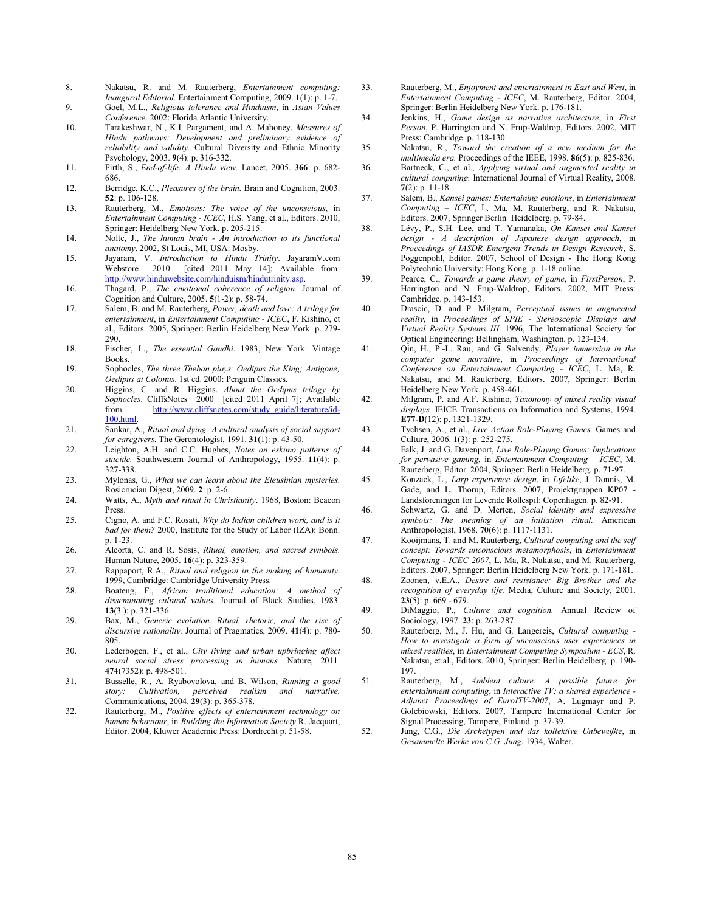8. Nakatsu, R. and M. Rauterberg, *Entertainment computing: Inaugural Editorial.* Entertainment Computing, 2009. **1**(1): p. 1-7.
9. Goel, M.L., *Religious tolerance and Hinduism*, in *Asian Values Conference*. 2002: Florida Atlantic University.
10. Tarakeshwar, N., K.I. Pargament, and A. Mahoney, *Measures of Hindu pathways: Development and preliminary evidence of reliability and validity.* Cultural Diversity and Ethnic Minority Psychology, 2003. **9**(4): p. 316-332.
11. Firth, S., *End-of-life: A Hindu view.* Lancet, 2005. **366**: p. 682-686.
12. Berridge, K.C., *Pleasures of the brain.* Brain and Cognition, 2003. **52**: p. 106-128.
13. Rauterberg, M., *Emotions: The voice of the unconscious*, in *Entertainment Computing - ICEC*, H.S. Yang, et al., Editors. 2010, Springer: Heidelberg New York. p. 205-215.
14. Nolte, J., *The human brain - An introduction to its functional anatomy*. 2002, St Louis, MI, USA: Mosby.
15. Jayaram, V. *Introduction to Hindu Trinity*. JayaramV.com Webstore 2010 [cited 2011 May 14]; Available from: http://www.hinduwebsite.com/hinduism/hindutrinity.asp.
16. Thagard, P., *The emotional coherence of religion.* Journal of Cognition and Culture, 2005. **5**(1-2): p. 58-74.
17. Salem, B. and M. Rauterberg, *Power, death and love: A trilogy for entertainment*, in *Entertainment Computing - ICEC*, F. Kishino, et al., Editors. 2005, Springer: Berlin Heidelberg New York. p. 279-290.
18. Fischer, L., *The essential Gandhi*. 1983, New York: Vintage Books.
19. Sophocles, *The three Theban plays: Oedipus the King; Antigone; Oedipus at Colonus*. 1st ed. 2000: Penguin Classics.
20. Higgins, C. and R. Higgins. *About the Oedipus trilogy by Sophocles*. CliffsNotes 2000 [cited 2011 April 7]; Available from: http://www.cliffsnotes.com/study_guide/literature/id-100.html.
21. Sankar, A., *Ritual and dying: A cultural analysis of social support for caregivers.* The Gerontologist, 1991. **31**(1): p. 43-50.
22. Leighton, A.H. and C.C. Hughes, *Notes on eskimo patterns of suicide.* Southwestern Journal of Anthropology, 1955. **11**(4): p. 327-338.
23. Mylonas, G., *What we can learn about the Eleusinian mysteries.* Rosicrucian Digest, 2009. **2**: p. 2-6.
24. Watts, A., *Myth and ritual in Christianity*. 1968, Boston: Beacon Press.
25. Cigno, A. and F.C. Rosati, *Why do Indian children work, and is it bad for them?* 2000, Institute for the Study of Labor (IZA): Bonn. p. 1-23.
26. Alcorta, C. and R. Sosis, *Ritual, emotion, and sacred symbols.* Human Nature, 2005. **16**(4): p. 323-359.
27. Rappaport, R.A., *Ritual and religion in the making of humanity*. 1999, Cambridge: Cambridge University Press.
28. Boateng, F., *African traditional education: A method of disseminating cultural values.* Journal of Black Studies, 1983. **13**(3 ): p. 321-336.
29. Bax, M., *Generic evolution. Ritual, rhetoric, and the rise of discursive rationality.* Journal of Pragmatics, 2009. **41**(4): p. 780-805.
30. Lederbogen, F., et al., *City living and urban upbringing affect neural social stress processing in humans.* Nature, 2011. **474**(7352): p. 498-501.
31. Busselle, R., A. Ryabovolova, and B. Wilson, *Ruining a good story: Cultivation, perceived realism and narrative.* Communications, 2004. **29**(3): p. 365-378.
32. Rauterberg, M., *Positive effects of entertainment technology on human behaviour*, in *Building the Information Society* R. Jacquart, Editor. 2004, Kluwer Academic Press: Dordrecht p. 51-58.
33. Rauterberg, M., *Enjoyment and entertainment in East and West*, in *Entertainment Computing - ICEC*, M. Rauterberg, Editor. 2004, Springer: Berlin Heidelberg New York. p. 176-181.
34. Jenkins, H., *Game design as narrative architecture*, in *First Person*, P. Harrington and N. Frup-Waldrop, Editors. 2002, MIT Press: Cambridge. p. 118-130.
35. Nakatsu, R., *Toward the creation of a new medium for the multimedia era.* Proceedings of the IEEE, 1998. **86**(5): p. 825-836.
36. Bartneck, C., et al., *Applying virtual and augmented reality in cultural computing.* International Journal of Virtual Reality, 2008. **7**(2): p. 11-18.
37. Salem, B., *Kansei games: Entertaining emotions*, in *Entertainment Computing – ICEC*, L. Ma, M. Rauterberg, and R. Nakatsu, Editors. 2007, Springer Berlin Heidelberg. p. 79-84.
38. Lévy, P., S.H. Lee, and T. Yamanaka, *On Kansei and Kansei design - A description of Japanese design approach*, in *Proceedings of IASDR Emergent Trends in Design Research*, S. Poggenpohl, Editor. 2007, School of Design - The Hong Kong Polytechnic University: Hong Kong. p. 1-18 online.
39. Pearce, C., *Towards a game theory of game*, in *FirstPerson*, P. Harrington and N. Frup-Waldrop, Editors. 2002, MIT Press: Cambridge. p. 143-153.
40. Drascic, D. and P. Milgram, *Perceptual issues in augmented reality*, in *Proceedings of SPIE - Stereoscopic Displays and Virtual Reality Systems III*. 1996, The International Society for Optical Engineering: Bellingham, Washington. p. 123-134.
41. Qin, H., P.-L. Rau, and G. Salvendy, *Player immersion in the computer game narrative*, in *Proceedings of International Conference on Entertainment Computing - ICEC*, L. Ma, R. Nakatsu, and M. Rauterberg, Editors. 2007, Springer: Berlin Heidelberg New York. p. 458-461.
42. Milgram, P. and A.F. Kishino, *Taxonomy of mixed reality visual displays.* IEICE Transactions on Information and Systems, 1994. **E77-D**(12): p. 1321-1329.
43. Tychsen, A., et al., *Live Action Role-Playing Games.* Games and Culture, 2006. **1**(3): p. 252-275.
44. Falk, J. and G. Davenport, *Live Role-Playing Games: Implications for pervasive gaming*, in *Entertainment Computing – ICEC*, M. Rauterberg, Editor. 2004, Springer: Berlin Heidelberg. p. 71-97.
45. Konzack, L., *Larp experience design*, in *Lifelike*, J. Donnis, M. Gade, and L. Thorup, Editors. 2007, Projektgruppen KP07 - Landsforeningen for Levende Rollespil: Copenhagen. p. 82-91.
46. Schwartz, G. and D. Merten, *Social identity and expressive symbols: The meaning of an initiation ritual.* American Anthropologist, 1968. **70**(6): p. 1117-1131.
47. Kooijmans, T. and M. Rauterberg, *Cultural computing and the self concept: Towards unconscious metamorphosis*, in *Entertainment Computing - ICEC 2007*, L. Ma, R. Nakatsu, and M. Rauterberg, Editors. 2007, Springer: Berlin Heidelberg New York. p. 171-181.
48. Zoonen, v.E.A., *Desire and resistance: Big Brother and the recognition of everyday life.* Media, Culture and Society, 2001. **23**(5): p. 669 - 679.
49. DiMaggio, P., *Culture and cognition.* Annual Review of Sociology, 1997. **23**: p. 263-287.
50. Rauterberg, M., J. Hu, and G. Langereis, *Cultural computing - How to investigate a form of unconscious user experiences in mixed realities*, in *Entertainment Computing Symposium - ECS*, R. Nakatsu, et al., Editors. 2010, Springer: Berlin Heidelberg. p. 190-197.
51. Rauterberg, M., *Ambient culture: A possible future for entertainment computing*, in *Interactive TV: a shared experience - Adjunct Proceedings of EuroITV-2007*, A. Lugmayr and P. Golebiowski, Editors. 2007, Tampere International Center for Signal Processing, Tampere, Finland. p. 37-39.
52. Jung, C.G., *Die Archetypen und das kollektive Unbewußte*, in *Gesammelte Werke von C.G. Jung*. 1934, Walter.